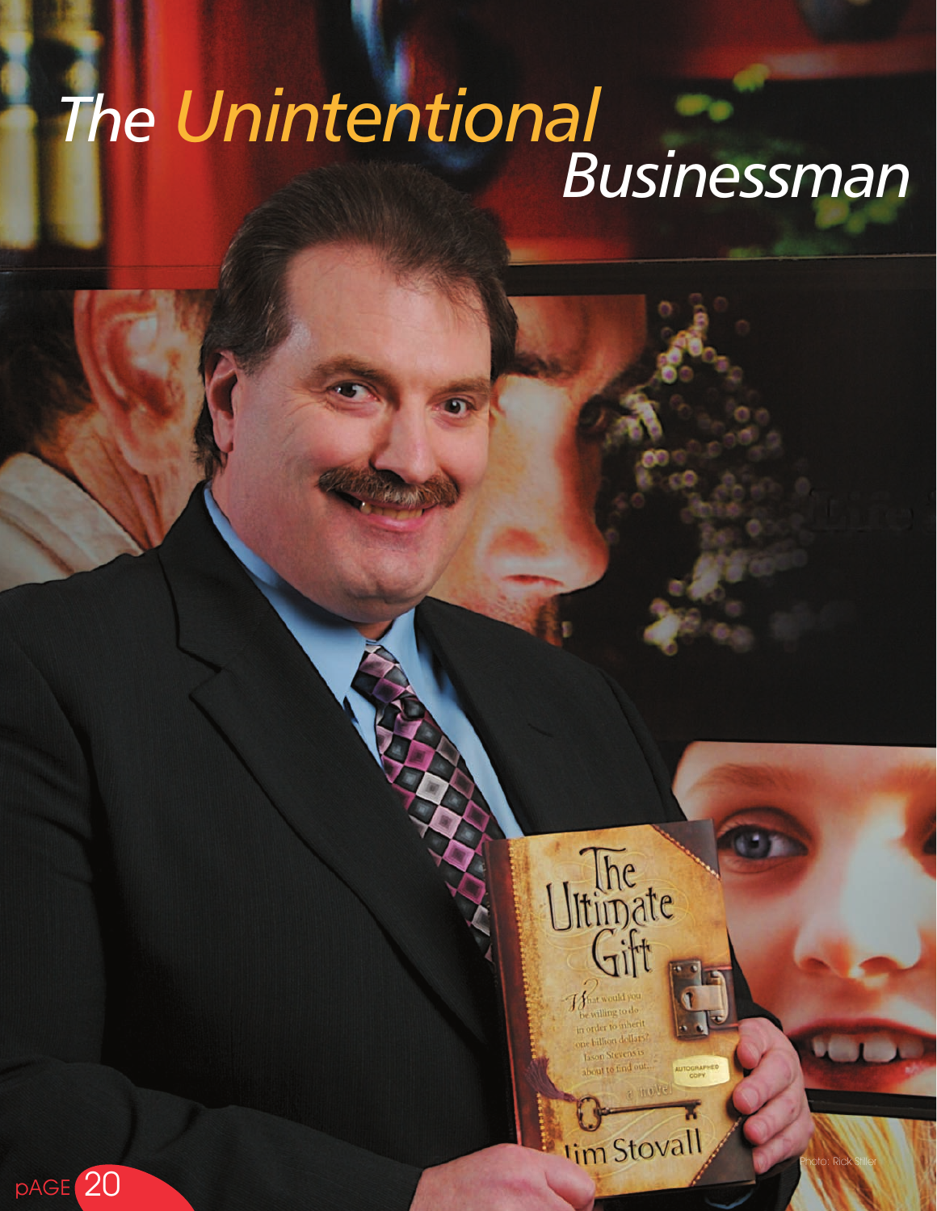# *The Unintentional Businessman*

Photo: Rick Stiller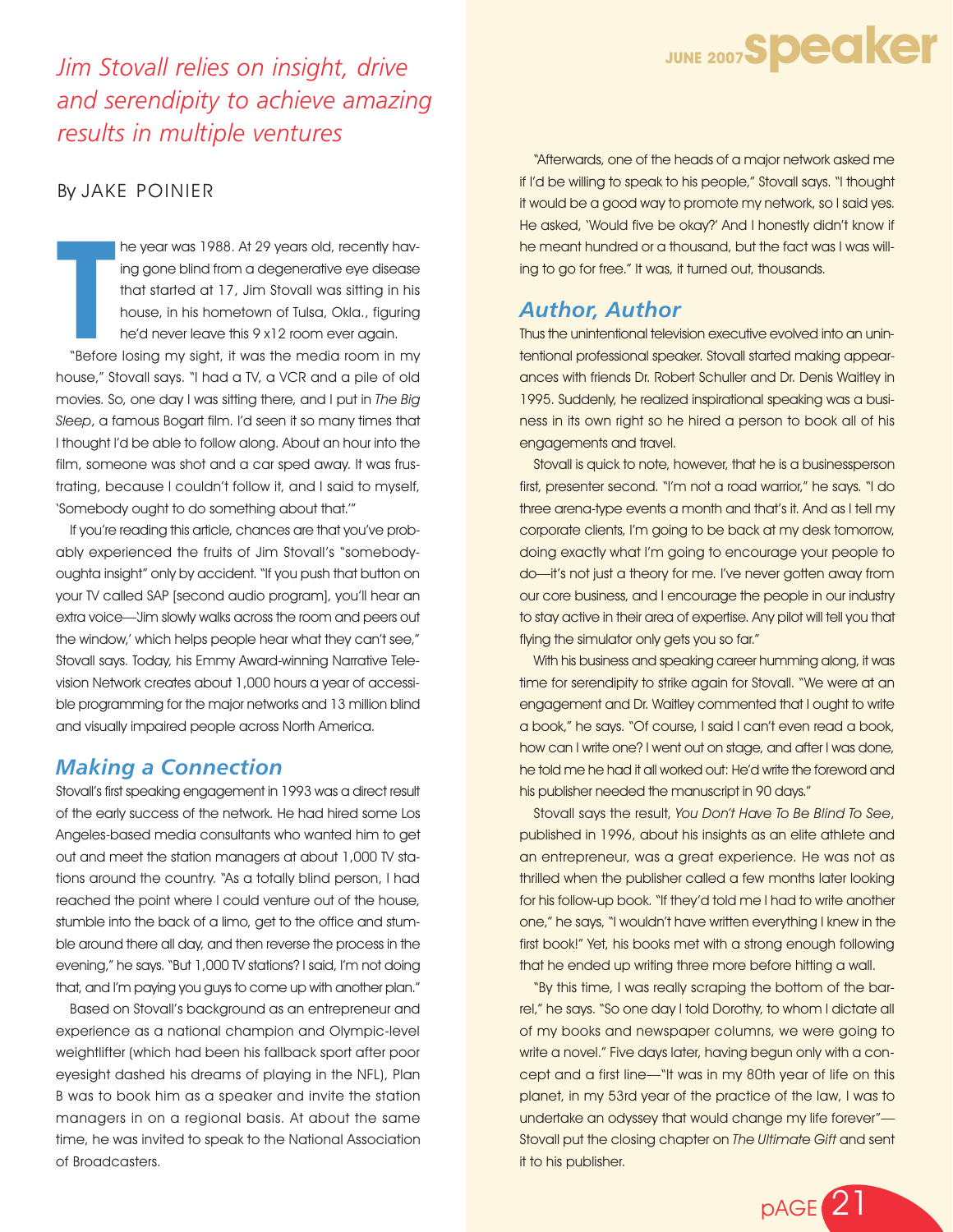*Jim Stovall relies on insight, drive and serendipity to achieve amazing results in multiple ventures*

By JAKE POINIER

The year was 1988. At 29 years old, recently having gone blind from a degenerative eye disease that started at 17, Jim Stovall was sitting in his house, in his hometown of Tulsa, Okla., figuring he'd never leave this 9 x12 room ever again.

"Before losing my sight, it was the media room in my house," Stovall says. "I had a TV, a VCR and a pile of old movies. So, one day I was sitting there, and I put in *The Big Sleep*, a famous Bogart film. I'd seen it so many times that I thought I'd be able to follow along. About an hour into the film, someone was shot and a car sped away. It was frustrating, because I couldn't follow it, and I said to myself, 'Somebody ought to do something about that.'"

If you're reading this article, chances are that you've probably experienced the fruits of Jim Stovall's "somebody-oughta insight" only by accident. "If you push that button on your TV called SAP [second audio program], you'll hear an extra voice—'Jim slowly walks across the room and peers out the window,' which helps people hear what they can't see," Stovall says. Today, his Emmy Award-winning Narrative Television Network creates about 1,000 hours a year of accessible programming for the major networks and 13 million blind and visually impaired people across North America.

## Making a Connection

Stovall's first speaking engagement in 1993 was a direct result of the early success of the network. He had hired some Los Angeles-based media consultants who wanted him to get out and meet the station managers at about 1,000 TV stations around the country. "As a totally blind person, I had reached the point where I could venture out of the house, stumble into the back of a limo, get to the office and stumble around there all day, and then reverse the process in the evening," he says. "But 1,000 TV stations? I said, I'm not doing that, and I'm paying you guys to come up with another plan."

Based on Stovall's background as an entrepreneur and experience as a national champion and Olympic-level weightlifter (which had been his fallback sport after poor eyesight dashed his dreams of playing in the NFL), Plan B was to book him as a speaker and invite the station managers in on a regional basis. At about the same time, he was invited to speak to the National Association of Broadcasters.

"Afterwards, one of the heads of a major network asked me if I'd be willing to speak to his people," Stovall says. "I thought it would be a good way to promote my network, so I said yes. He asked, 'Would five be okay?' And I honestly didn't know if he meant hundred or a thousand, but the fact was I was willing to go for free." It was, it turned out, thousands.

## Author, Author

Thus the unintentional television executive evolved into an unintentional professional speaker. Stovall started making appearances with friends Dr. Robert Schuller and Dr. Denis Waitley in 1995. Suddenly, he realized inspirational speaking was a business in its own right so he hired a person to book all of his engagements and travel.

Stovall is quick to note, however, that he is a businessperson first, presenter second. "I'm not a road warrior," he says. "I do three arena-type events a month and that's it. And as I tell my corporate clients, I'm going to be back at my desk tomorrow, doing exactly what I'm going to encourage your people to do—it's not just a theory for me. I've never gotten away from our core business, and I encourage the people in our industry to stay active in their area of expertise. Any pilot will tell you that flying the simulator only gets you so far."

With his business and speaking career humming along, it was time for serendipity to strike again for Stovall. "We were at an engagement and Dr. Waitley commented that I ought to write a book," he says. "Of course, I said I can't even read a book, how can I write one? I went out on stage, and after I was done, he told me he had it all worked out: He'd write the foreword and his publisher needed the manuscript in 90 days."

Stovall says the result, *You Don't Have To Be Blind To See*, published in 1996, about his insights as an elite athlete and an entrepreneur, was a great experience. He was not as thrilled when the publisher called a few months later looking for his follow-up book. "If they'd told me I had to write another one," he says, "I wouldn't have written everything I knew in the first book!" Yet, his books met with a strong enough following that he ended up writing three more before hitting a wall.

"By this time, I was really scraping the bottom of the barrel," he says. "So one day I told Dorothy, to whom I dictate all of my books and newspaper columns, we were going to write a novel." Five days later, having begun only with a concept and a first line—"It was in my 80th year of life on this planet, in my 53rd year of the practice of the law, I was to undertake an odyssey that would change my life forever"—Stovall put the closing chapter on *The Ultimate Gift* and sent it to his publisher.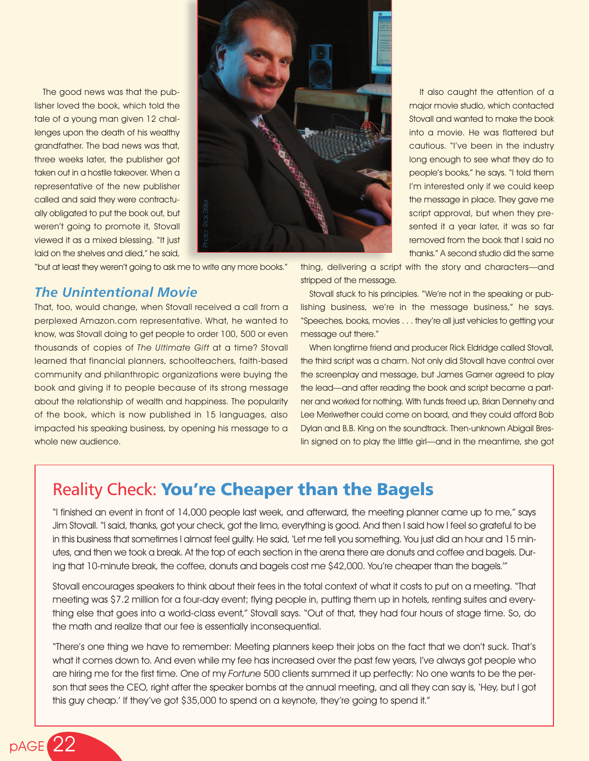The good news was that the publisher loved the book, which told the tale of a young man given 12 challenges upon the death of his wealthy grandfather. The bad news was that, three weeks later, the publisher got taken out in a hostile takeover. When a representative of the new publisher called and said they were contractually obligated to put the book out, but weren't going to promote it, Stovall viewed it as a mixed blessing. "It just laid on the shelves and died," he said, "but at least they weren't going to ask me to write any more books."

Photo: Rick Stiller

## *The Unintentional Movie*

That, too, would change, when Stovall received a call from a perplexed Amazon.com representative. What, he wanted to know, was Stovall doing to get people to order 100, 500 or even thousands of copies of *The Ultimate Gift* at a time? Stovall learned that financial planners, schoolteachers, faith-based community and philanthropic organizations were buying the book and giving it to people because of its strong message about the relationship of wealth and happiness. The popularity of the book, which is now published in 15 languages, also impacted his speaking business, by opening his message to a whole new audience.

It also caught the attention of a major movie studio, which contacted Stovall and wanted to make the book into a movie. He was flattered but cautious. "I've been in the industry long enough to see what they do to people's books," he says. "I told them I'm interested only if we could keep the message in place. They gave me script approval, but when they presented it a year later, it was so far removed from the book that I said no thanks." A second studio did the same thing, delivering a script with the story and characters—and stripped of the message.

Stovall stuck to his principles. "We're not in the speaking or publishing business, we're in the message business," he says. "Speeches, books, movies . . . they're all just vehicles to getting your message out there."

When longtime friend and producer Rick Eldridge called Stovall, the third script was a charm. Not only did Stovall have control over the screenplay and message, but James Garner agreed to play the lead—and after reading the book and script became a partner and worked for nothing. With funds freed up, Brian Dennehy and Lee Meriwether could come on board, and they could afford Bob Dylan and B.B. King on the soundtrack. Then-unknown Abigail Breslin signed on to play the little girl—and in the meantime, she got

## Reality Check: **You're Cheaper than the Bagels**

"I finished an event in front of 14,000 people last week, and afterward, the meeting planner came up to me," says Jim Stovall. "I said, thanks, got your check, got the limo, everything is good. And then I said how I feel so grateful to be in this business that sometimes I almost feel guilty. He said, 'Let me tell you something. You just did an hour and 15 minutes, and then we took a break. At the top of each section in the arena there are donuts and coffee and bagels. During that 10-minute break, the coffee, donuts and bagels cost me $42,000. You're cheaper than the bagels.'"

Stovall encourages speakers to think about their fees in the total context of what it costs to put on a meeting. "That meeting was $7.2 million for a four-day event; flying people in, putting them up in hotels, renting suites and everything else that goes into a world-class event," Stovall says. "Out of that, they had four hours of stage time. So, do the math and realize that our fee is essentially inconsequential.

"There's one thing we have to remember: Meeting planners keep their jobs on the fact that we don't suck. That's what it comes down to. And even while my fee has increased over the past few years, I've always got people who are hiring me for the first time. One of my *Fortune* 500 clients summed it up perfectly: No one wants to be the person that sees the CEO, right after the speaker bombs at the annual meeting, and all they can say is, 'Hey, but I got this guy cheap.' If they've got $35,000 to spend on a keynote, they're going to spend it."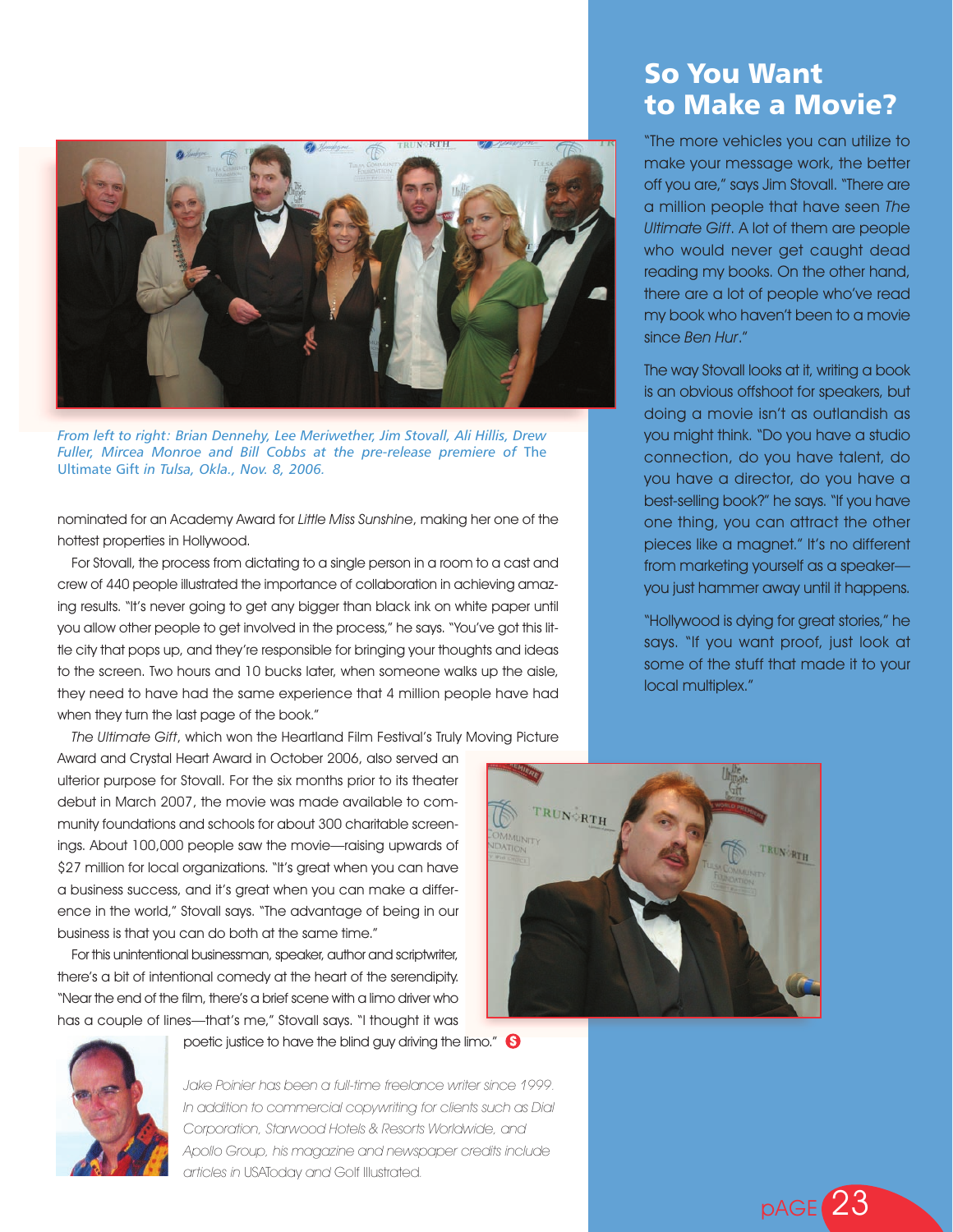From left to right: Brian Dennehy, Lee Meriwether, Jim Stovall, Ali Hillis, Drew Fuller, Mircea Monroe and Bill Cobbs at the pre-release premiere of *The Ultimate Gift* in Tulsa, Okla., Nov. 8, 2006.

nominated for an Academy Award for *Little Miss Sunshine*, making her one of the hottest properties in Hollywood.

For Stovall, the process from dictating to a single person in a room to a cast and crew of 440 people illustrated the importance of collaboration in achieving amazing results. "It's never going to get any bigger than black ink on white paper until you allow other people to get involved in the process," he says. "You've got this little city that pops up, and they're responsible for bringing your thoughts and ideas to the screen. Two hours and 10 bucks later, when someone walks up the aisle, they need to have had the same experience that 4 million people have had when they turn the last page of the book."

*The Ultimate Gift*, which won the Heartland Film Festival's Truly Moving Picture Award and Crystal Heart Award in October 2006, also served an ulterior purpose for Stovall. For the six months prior to its theater debut in March 2007, the movie was made available to community foundations and schools for about 300 charitable screenings. About 100,000 people saw the movie—raising upwards of $27 million for local organizations. "It's great when you can have a business success, and it's great when you can make a difference in the world," Stovall says. "The advantage of being in our business is that you can do both at the same time."

For this unintentional businessman, speaker, author and scriptwriter, there's a bit of intentional comedy at the heart of the serendipity. "Near the end of the film, there's a brief scene with a limo driver who has a couple of lines—that's me," Stovall says. "I thought it was poetic justice to have the blind guy driving the limo."

*Jake Poinier has been a full-time freelance writer since 1999. In addition to commercial copywriting for clients such as Dial Corporation, Starwood Hotels & Resorts Worldwide, and Apollo Group, his magazine and newspaper credits include articles in* USAToday *and* Golf Illustrated.

## So You Want to Make a Movie?

"The more vehicles you can utilize to make your message work, the better off you are," says Jim Stovall. "There are a million people that have seen *The Ultimate Gift*. A lot of them are people who would never get caught dead reading my books. On the other hand, there are a lot of people who've read my book who haven't been to a movie since *Ben Hur*."

The way Stovall looks at it, writing a book is an obvious offshoot for speakers, but doing a movie isn't as outlandish as you might think. "Do you have a studio connection, do you have talent, do you have a director, do you have a best-selling book?" he says. "If you have one thing, you can attract the other pieces like a magnet." It's no different from marketing yourself as a speaker—you just hammer away until it happens.

"Hollywood is dying for great stories," he says. "If you want proof, just look at some of the stuff that made it to your local multiplex."